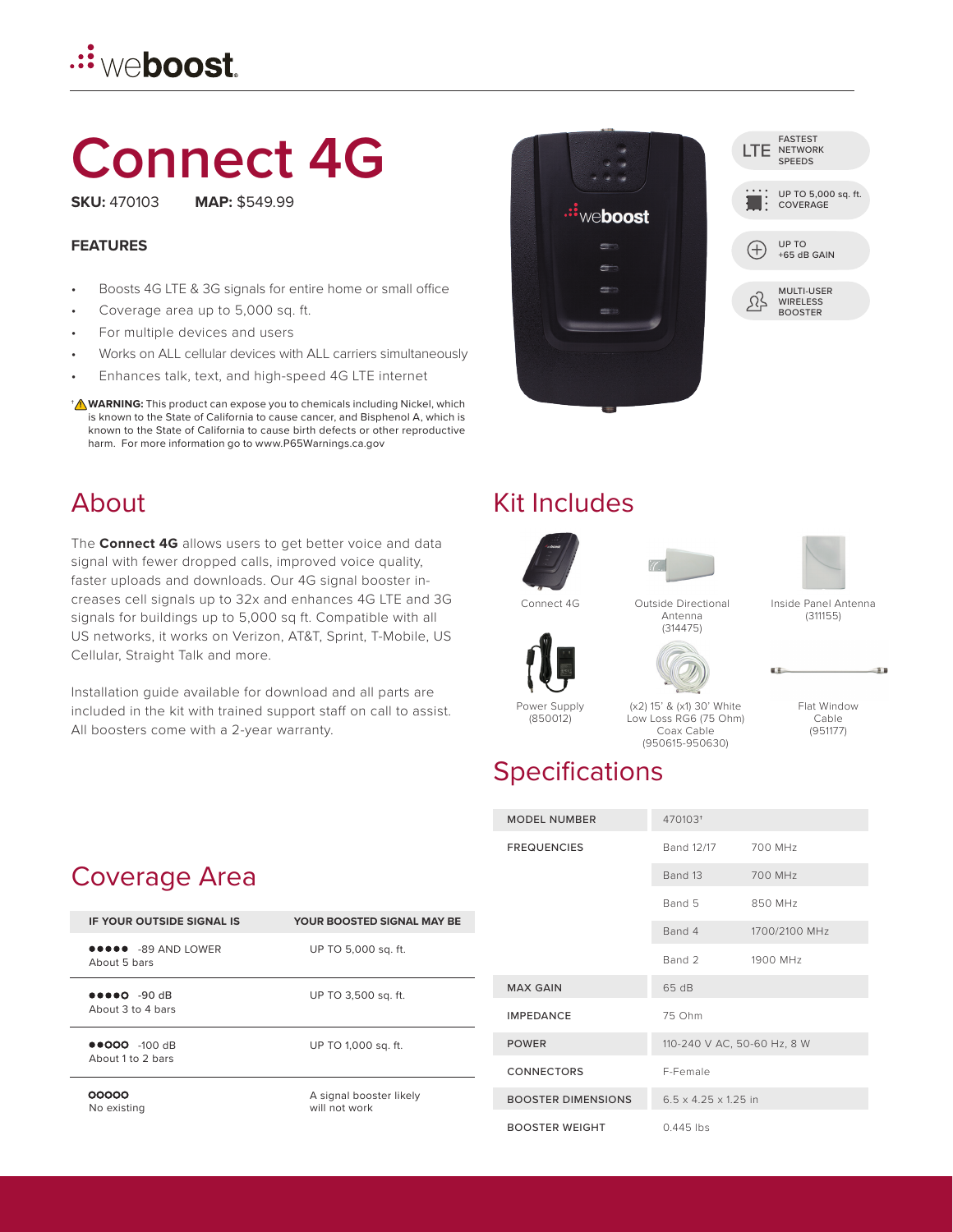weboost

# Connect 4G

**SKU:** 470103 **MAP:** $549.99

### FEATURES

- Boosts 4G LTE & 3G signals for entire home or small office
- Coverage area up to 5,000 sq. ft.
- For multiple devices and users
- Works on ALL cellular devices with ALL carriers simultaneously
- Enhances talk, text, and high-speed 4G LTE internet

† **WARNING:** This product can expose you to chemicals including Nickel, which is known to the State of California to cause cancer, and Bisphenol A, which is known to the State of California to cause birth defects or other reproductive harm. For more information go to www.P65Warnings.ca.gov

LTE FASTEST NETWORK SPEEDS

UP TO 5,000 sq. ft. COVERAGE

UP TO +65 dB GAIN

MULTI-USER WIRELESS BOOSTER

## About

The **Connect 4G** allows users to get better voice and data signal with fewer dropped calls, improved voice quality, faster uploads and downloads. Our 4G signal booster increases cell signals up to 32x and enhances 4G LTE and 3G signals for buildings up to 5,000 sq ft. Compatible with all US networks, it works on Verizon, AT&T, Sprint, T-Mobile, US Cellular, Straight Talk and more.

Installation guide available for download and all parts are included in the kit with trained support staff on call to assist. All boosters come with a 2-year warranty.

## Kit Includes

- Connect 4G
- Outside Directional Antenna (314475)
- Inside Panel Antenna (311155)
- Power Supply (850012)
- (x2) 15' & (x1) 30' White Low Loss RG6 (75 Ohm) Coax Cable (950615-950630)
- Flat Window Cable (951177)

## Coverage Area

| IF YOUR OUTSIDE SIGNAL IS | YOUR BOOSTED SIGNAL MAY BE |
|---|---|
| ●●●●● -89 AND LOWER<br>About 5 bars | UP TO 5,000 sq. ft. |
| ●●●●○ -90 dB<br>About 3 to 4 bars | UP TO 3,500 sq. ft. |
| ●●○○○ -100 dB<br>About 1 to 2 bars | UP TO 1,000 sq. ft. |
| ○○○○○<br>No existing | A signal booster likely will not work |

## Specifications

| | | |
|---|---|---|
| MODEL NUMBER | 470103† | |
| FREQUENCIES | Band 12/17 | 700 MHz |
| | Band 13 | 700 MHz |
| | Band 5 | 850 MHz |
| | Band 4 | 1700/2100 MHz |
| | Band 2 | 1900 MHz |
| MAX GAIN | 65 dB | |
| IMPEDANCE | 75 Ohm | |
| POWER | 110-240 V AC, 50-60 Hz, 8 W | |
| CONNECTORS | F-Female | |
| BOOSTER DIMENSIONS | 6.5 x 4.25 x 1.25 in | |
| BOOSTER WEIGHT | 0.445 lbs | |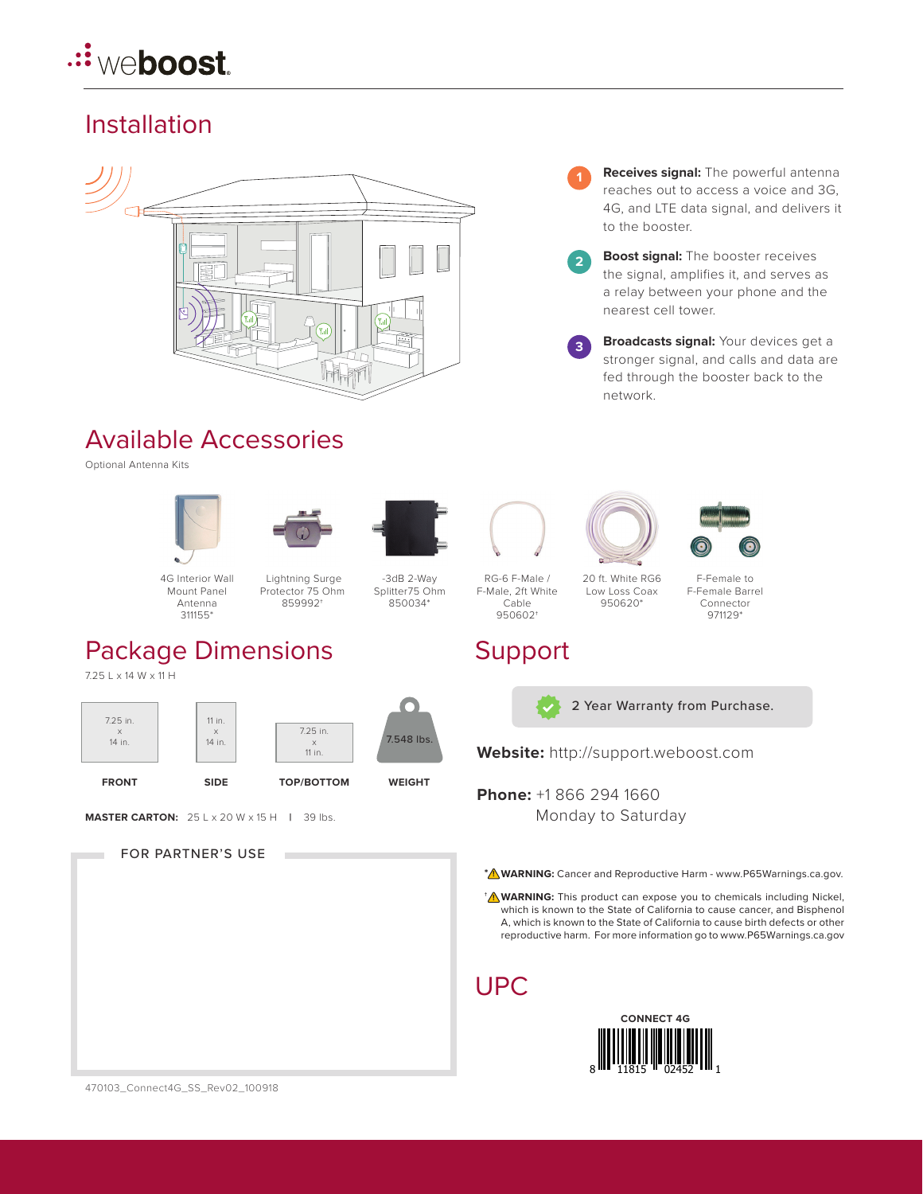# Installation

1. **Receives signal:** The powerful antenna reaches out to access a voice and 3G, 4G, and LTE data signal, and delivers it to the booster.
2. **Boost signal:** The booster receives the signal, amplifies it, and serves as a relay between your phone and the nearest cell tower.
3. **Broadcasts signal:** Your devices get a stronger signal, and calls and data are fed through the booster back to the network.

# Available Accessories

Optional Antenna Kits

- 4G Interior Wall Mount Panel Antenna 311155*
- Lightning Surge Protector 75 Ohm 859992†
- -3dB 2-Way Splitter75 Ohm 850034*
- RG-6 F-Male / F-Male, 2ft White Cable 950602†
- 20 ft. White RG6 Low Loss Coax 950620*
- F-Female to F-Female Barrel Connector 971129*

# Package Dimensions

7.25 L x 14 W x 11 H

| FRONT | SIDE | TOP/BOTTOM | WEIGHT |
|---|---|---|---|
| 7.25 in. x 14 in. | 11 in. x 14 in. | 7.25 in. x 11 in. | 7.548 lbs. |

**MASTER CARTON:** 25 L x 20 W x 15 H | 39 lbs.

FOR PARTNER'S USE

# Support

2 Year Warranty from Purchase.

**Website:** http://support.weboost.com

**Phone:** +1 866 294 1660
Monday to Saturday

*⚠ **WARNING:** Cancer and Reproductive Harm - www.P65Warnings.ca.gov.

†⚠ **WARNING:** This product can expose you to chemicals including Nickel, which is known to the State of California to cause cancer, and Bisphenol A, which is known to the State of California to cause birth defects or other reproductive harm. For more information go to www.P65Warnings.ca.gov

# UPC

CONNECT 4G

8 11815 02452 1

470103_Connect4G_SS_Rev02_100918